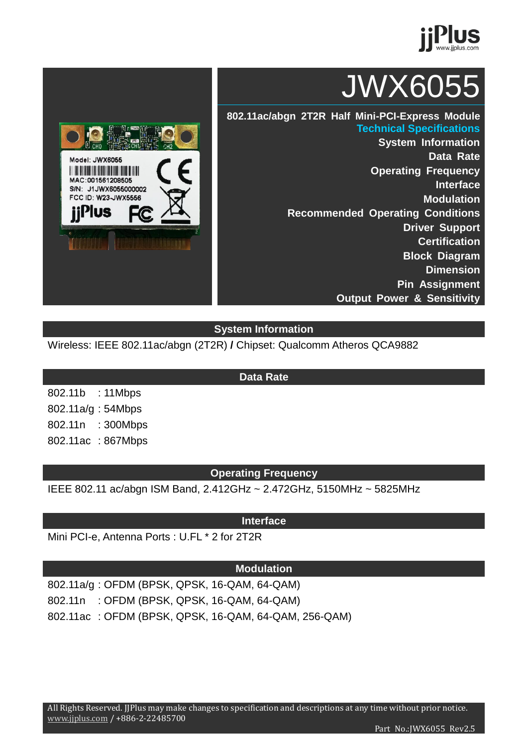# JWX6055

**802.11ac/abgn 2T2R Half Mini-PCI-Express Module**

**Technical Specifications**

- System Information
- Data Rate
- Operating Frequency
- Interface
- Modulation
- Recommended Operating Conditions
- Driver Support
- Certification
- Block Diagram
- Dimension
- Pin Assignment
- Output Power & Sensitivity

## System Information

Wireless: IEEE 802.11ac/abgn (2T2R) **/** Chipset: Qualcomm Atheros QCA9882

## Data Rate

802.11b : 11Mbps
802.11a/g : 54Mbps
802.11n : 300Mbps
802.11ac : 867Mbps

## Operating Frequency

IEEE 802.11 ac/abgn ISM Band, 2.412GHz ~ 2.472GHz, 5150MHz ~ 5825MHz

## Interface

Mini PCI-e, Antenna Ports : U.FL * 2 for 2T2R

## Modulation

802.11a/g : OFDM (BPSK, QPSK, 16-QAM, 64-QAM)
802.11n : OFDM (BPSK, QPSK, 16-QAM, 64-QAM)
802.11ac : OFDM (BPSK, QPSK, 16-QAM, 64-QAM, 256-QAM)

All Rights Reserved. JJPlus may make changes to specification and descriptions at any time without prior notice.
www.jjplus.com / +886-2-22485700

Part No.:JWX6055 Rev2.5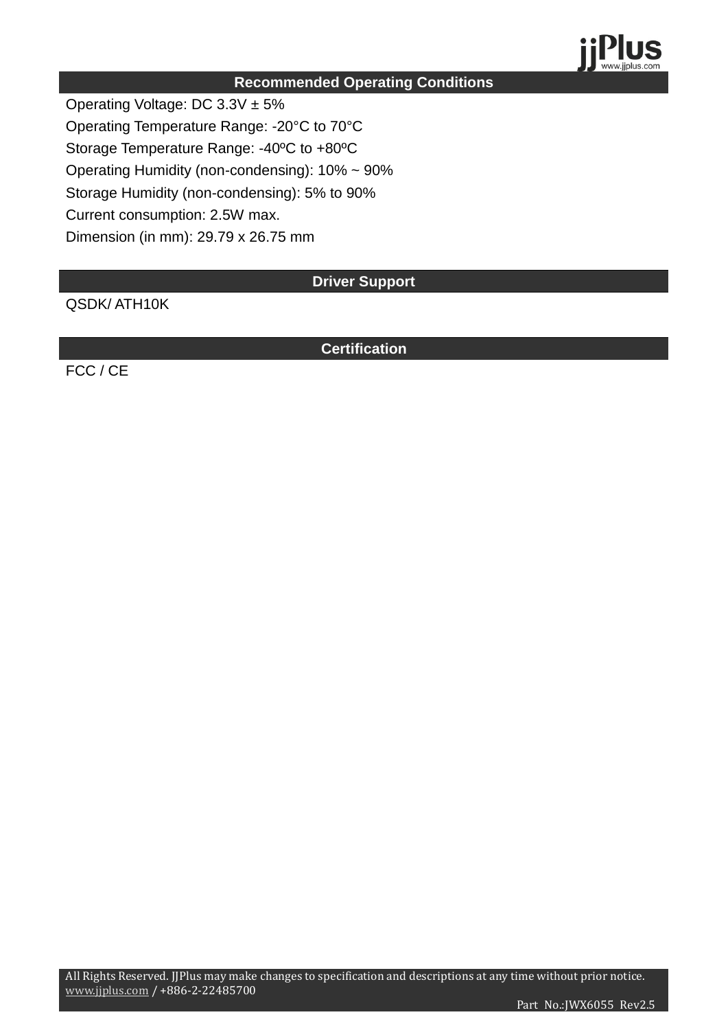## Recommended Operating Conditions

Operating Voltage: DC 3.3V ± 5%

Operating Temperature Range: -20°C to 70°C

Storage Temperature Range: -40ºC to +80ºC

Operating Humidity (non-condensing): 10% ~ 90%

Storage Humidity (non-condensing): 5% to 90%

Current consumption: 2.5W max.

Dimension (in mm): 29.79 x 26.75 mm

## Driver Support

QSDK/ ATH10K

## Certification

FCC / CE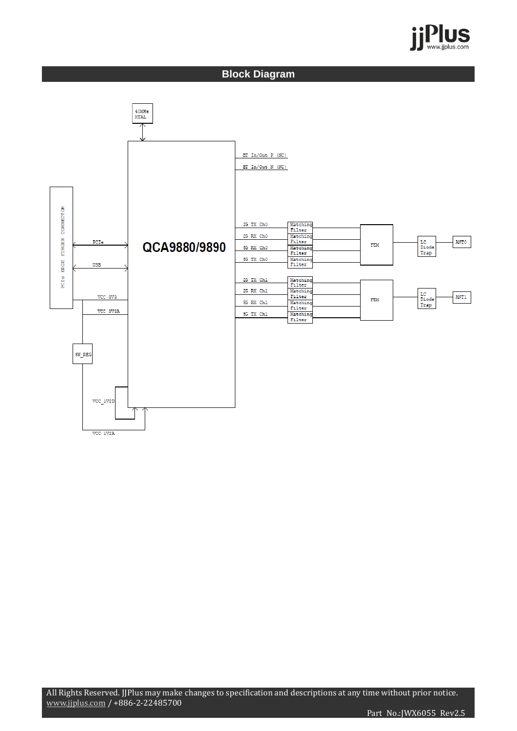## Block Diagram

40MHz XTAL

QCA9880/9890

BT In/Out P (NC)

BT In/Out N (NC)

PCIe EDGE FINGER CONNECTOR

PCIe

USB

VCC 3V3

VCC 3V3A

SW_REG

VCC_1V2D

VCC 1V2A

2G TX Ch0

2G RX Ch0

5G RX Ch0

5G TX Ch0

2G TX Ch1

2G RX Ch1

5G RX Ch1

5G TX Ch1

Matching Filter

FEM

LC Diode Trap

ANT0

ANT1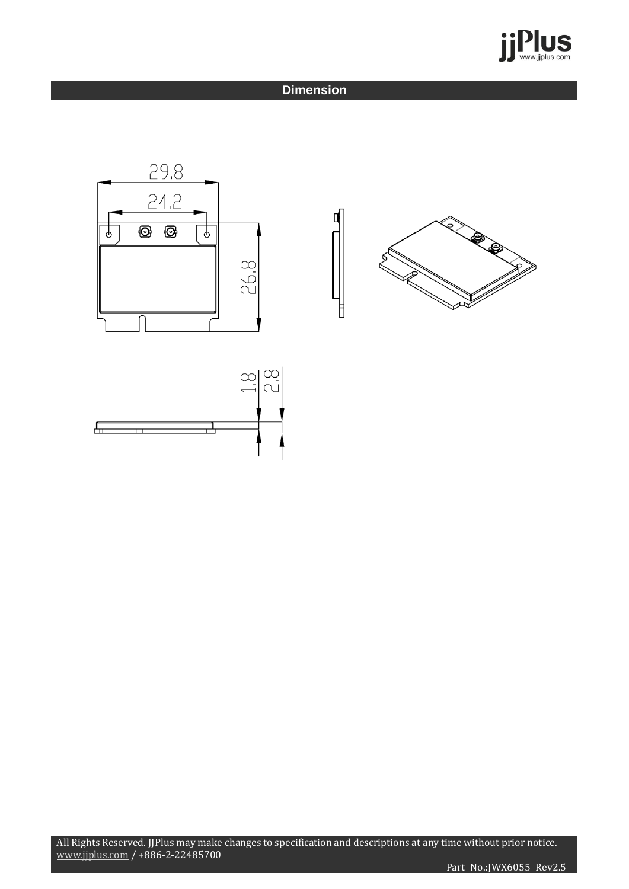## Dimension

29.8

24.2

26.8

1.8

2.8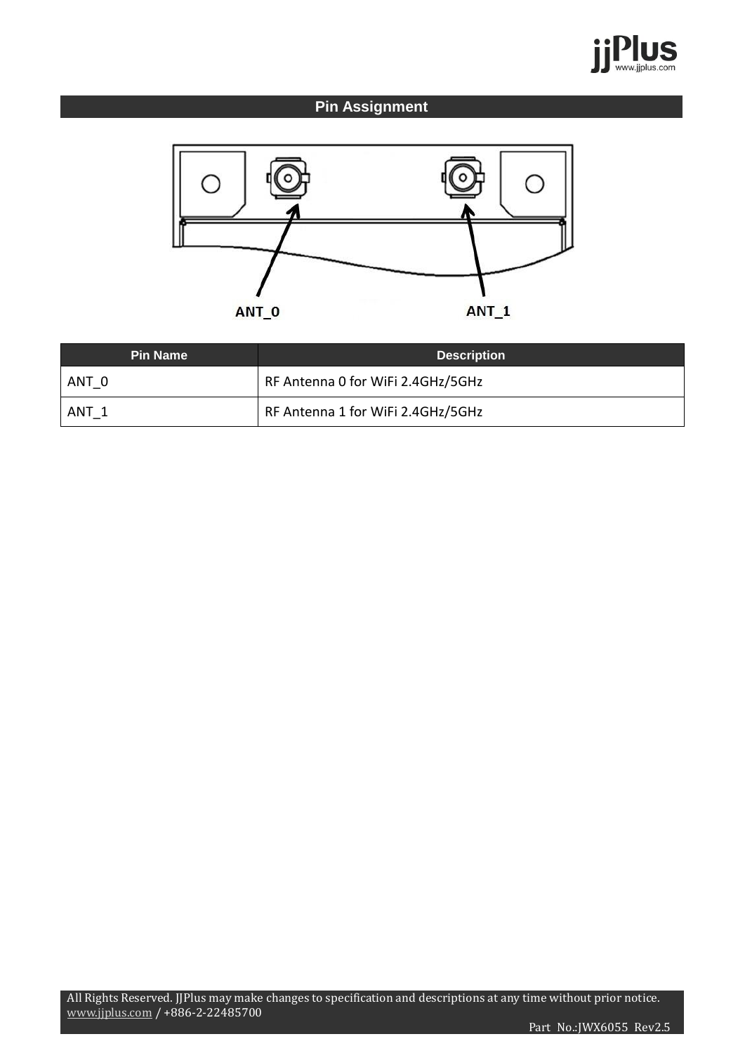## Pin Assignment

ANT_0

ANT_1

| Pin Name | Description |
| --- | --- |
| ANT_0 | RF Antenna 0 for WiFi 2.4GHz/5GHz |
| ANT_1 | RF Antenna 1 for WiFi 2.4GHz/5GHz |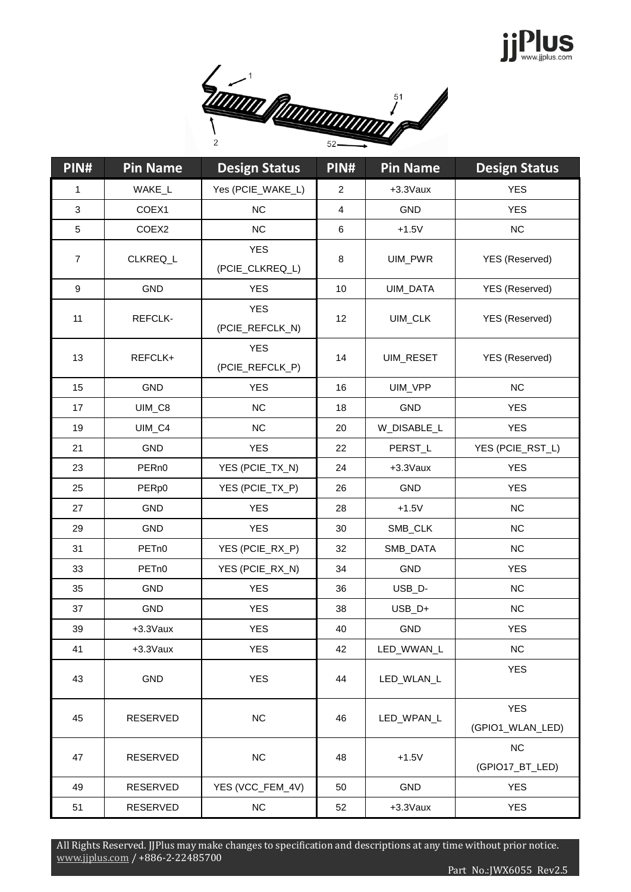| PIN# | Pin Name | Design Status | PIN# | Pin Name | Design Status |
|---|---|---|---|---|---|
| 1 | WAKE_L | Yes (PCIE_WAKE_L) | 2 | +3.3Vaux | YES |
| 3 | COEX1 | NC | 4 | GND | YES |
| 5 | COEX2 | NC | 6 | +1.5V | NC |
| 7 | CLKREQ_L | YES (PCIE_CLKREQ_L) | 8 | UIM_PWR | YES (Reserved) |
| 9 | GND | YES | 10 | UIM_DATA | YES (Reserved) |
| 11 | REFCLK- | YES (PCIE_REFCLK_N) | 12 | UIM_CLK | YES (Reserved) |
| 13 | REFCLK+ | YES (PCIE_REFCLK_P) | 14 | UIM_RESET | YES (Reserved) |
| 15 | GND | YES | 16 | UIM_VPP | NC |
| 17 | UIM_C8 | NC | 18 | GND | YES |
| 19 | UIM_C4 | NC | 20 | W_DISABLE_L | YES |
| 21 | GND | YES | 22 | PERST_L | YES (PCIE_RST_L) |
| 23 | PERn0 | YES (PCIE_TX_N) | 24 | +3.3Vaux | YES |
| 25 | PERp0 | YES (PCIE_TX_P) | 26 | GND | YES |
| 27 | GND | YES | 28 | +1.5V | NC |
| 29 | GND | YES | 30 | SMB_CLK | NC |
| 31 | PETn0 | YES (PCIE_RX_P) | 32 | SMB_DATA | NC |
| 33 | PETn0 | YES (PCIE_RX_N) | 34 | GND | YES |
| 35 | GND | YES | 36 | USB_D- | NC |
| 37 | GND | YES | 38 | USB_D+ | NC |
| 39 | +3.3Vaux | YES | 40 | GND | YES |
| 41 | +3.3Vaux | YES | 42 | LED_WWAN_L | NC |
| 43 | GND | YES | 44 | LED_WLAN_L | YES |
| 45 | RESERVED | NC | 46 | LED_WPAN_L | YES (GPIO1_WLAN_LED) |
| 47 | RESERVED | NC | 48 | +1.5V | NC (GPIO17_BT_LED) |
| 49 | RESERVED | YES (VCC_FEM_4V) | 50 | GND | YES |
| 51 | RESERVED | NC | 52 | +3.3Vaux | YES |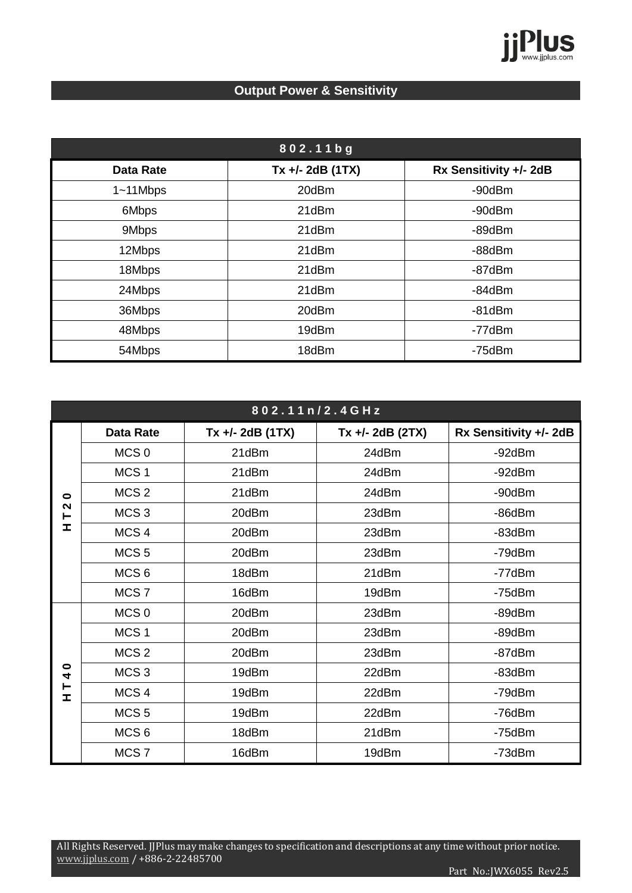## Output Power & Sensitivity

| 802.11bg | | |
|---|---|---|
| **Data Rate** | **Tx +/- 2dB (1TX)** | **Rx Sensitivity +/- 2dB** |
| 1~11Mbps | 20dBm | -90dBm |
| 6Mbps | 21dBm | -90dBm |
| 9Mbps | 21dBm | -89dBm |
| 12Mbps | 21dBm | -88dBm |
| 18Mbps | 21dBm | -87dBm |
| 24Mbps | 21dBm | -84dBm |
| 36Mbps | 20dBm | -81dBm |
| 48Mbps | 19dBm | -77dBm |
| 54Mbps | 18dBm | -75dBm |

| 802.11n/2.4GHz | | | | |
|---|---|---|---|---|
| | **Data Rate** | **Tx +/- 2dB (1TX)** | **Tx +/- 2dB (2TX)** | **Rx Sensitivity +/- 2dB** |
| HT20 | MCS 0 | 21dBm | 24dBm | -92dBm |
| | MCS 1 | 21dBm | 24dBm | -92dBm |
| | MCS 2 | 21dBm | 24dBm | -90dBm |
| | MCS 3 | 20dBm | 23dBm | -86dBm |
| | MCS 4 | 20dBm | 23dBm | -83dBm |
| | MCS 5 | 20dBm | 23dBm | -79dBm |
| | MCS 6 | 18dBm | 21dBm | -77dBm |
| | MCS 7 | 16dBm | 19dBm | -75dBm |
| HT40 | MCS 0 | 20dBm | 23dBm | -89dBm |
| | MCS 1 | 20dBm | 23dBm | -89dBm |
| | MCS 2 | 20dBm | 23dBm | -87dBm |
| | MCS 3 | 19dBm | 22dBm | -83dBm |
| | MCS 4 | 19dBm | 22dBm | -79dBm |
| | MCS 5 | 19dBm | 22dBm | -76dBm |
| | MCS 6 | 18dBm | 21dBm | -75dBm |
| | MCS 7 | 16dBm | 19dBm | -73dBm |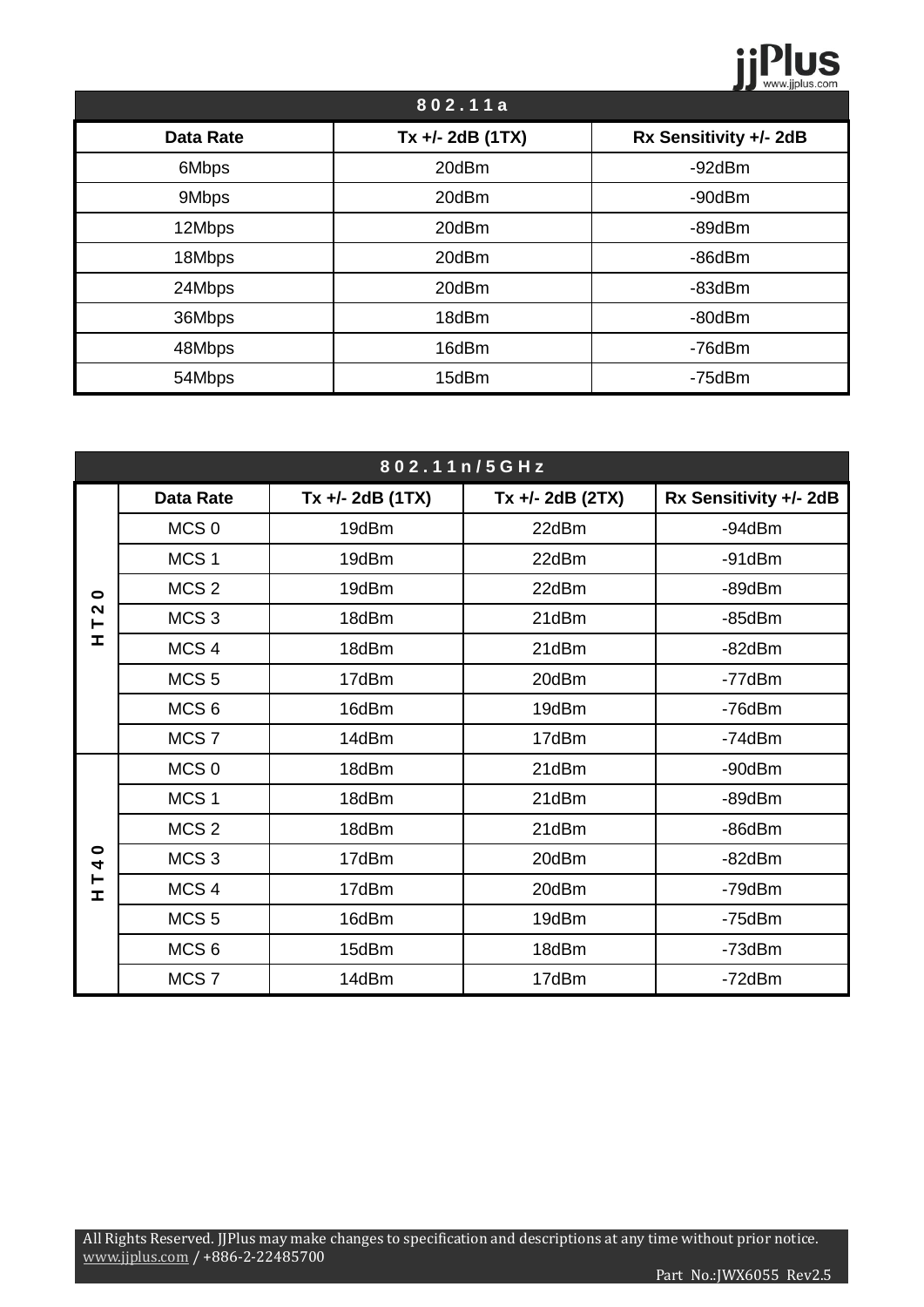| 802.11a | | |
|---|---|---|
| **Data Rate** | **Tx +/- 2dB (1TX)** | **Rx Sensitivity +/- 2dB** |
| 6Mbps | 20dBm | -92dBm |
| 9Mbps | 20dBm | -90dBm |
| 12Mbps | 20dBm | -89dBm |
| 18Mbps | 20dBm | -86dBm |
| 24Mbps | 20dBm | -83dBm |
| 36Mbps | 18dBm | -80dBm |
| 48Mbps | 16dBm | -76dBm |
| 54Mbps | 15dBm | -75dBm |

| 802.11n/5GHz | | | | |
|---|---|---|---|---|
| | **Data Rate** | **Tx +/- 2dB (1TX)** | **Tx +/- 2dB (2TX)** | **Rx Sensitivity +/- 2dB** |
| HT20 | MCS 0 | 19dBm | 22dBm | -94dBm |
| | MCS 1 | 19dBm | 22dBm | -91dBm |
| | MCS 2 | 19dBm | 22dBm | -89dBm |
| | MCS 3 | 18dBm | 21dBm | -85dBm |
| | MCS 4 | 18dBm | 21dBm | -82dBm |
| | MCS 5 | 17dBm | 20dBm | -77dBm |
| | MCS 6 | 16dBm | 19dBm | -76dBm |
| | MCS 7 | 14dBm | 17dBm | -74dBm |
| HT40 | MCS 0 | 18dBm | 21dBm | -90dBm |
| | MCS 1 | 18dBm | 21dBm | -89dBm |
| | MCS 2 | 18dBm | 21dBm | -86dBm |
| | MCS 3 | 17dBm | 20dBm | -82dBm |
| | MCS 4 | 17dBm | 20dBm | -79dBm |
| | MCS 5 | 16dBm | 19dBm | -75dBm |
| | MCS 6 | 15dBm | 18dBm | -73dBm |
| | MCS 7 | 14dBm | 17dBm | -72dBm |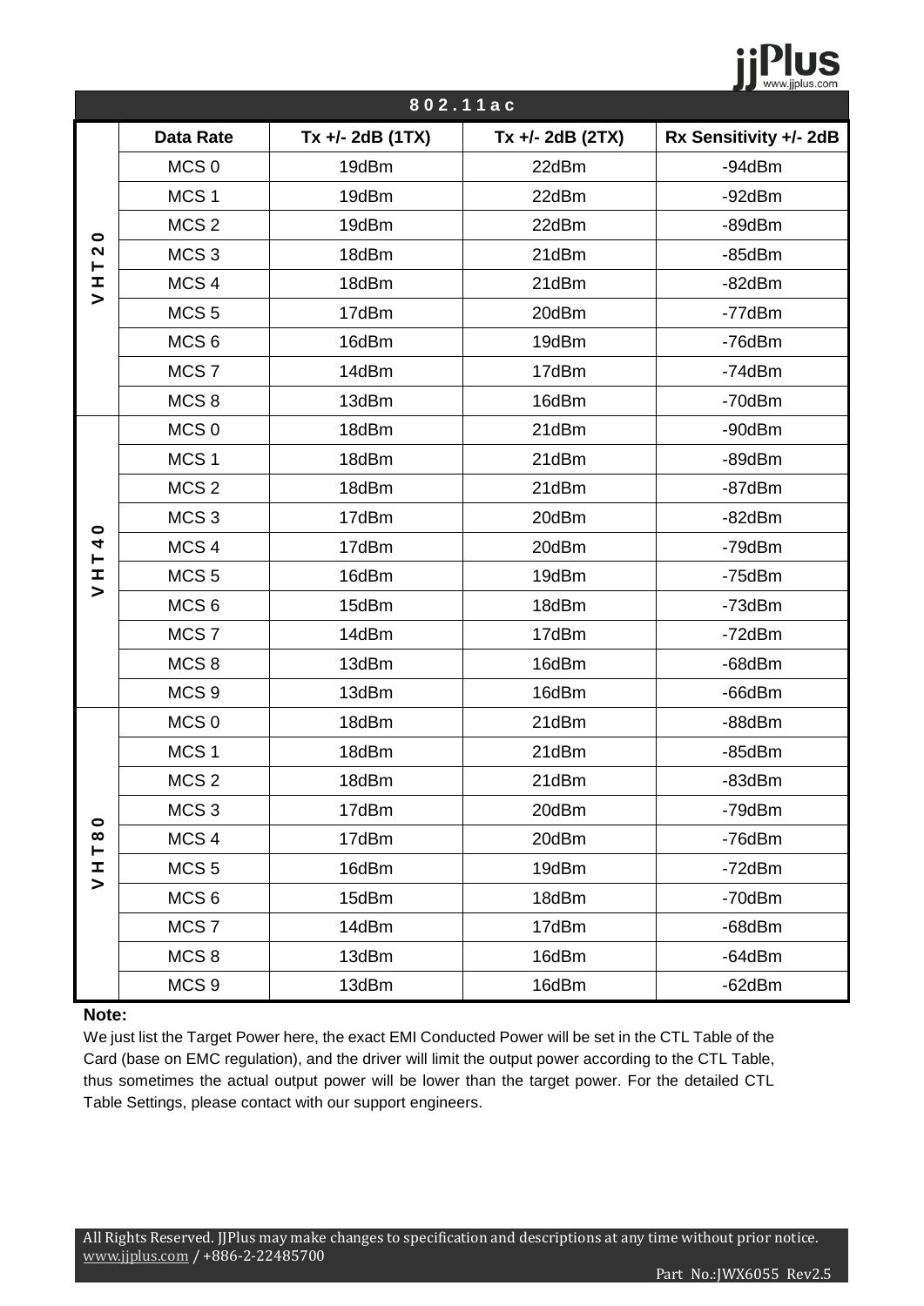| 802.11ac | | | | |
|---|---|---|---|---|
| | Data Rate | Tx +/- 2dB (1TX) | Tx +/- 2dB (2TX) | Rx Sensitivity +/- 2dB |
| VHT20 | MCS 0 | 19dBm | 22dBm | -94dBm |
| | MCS 1 | 19dBm | 22dBm | -92dBm |
| | MCS 2 | 19dBm | 22dBm | -89dBm |
| | MCS 3 | 18dBm | 21dBm | -85dBm |
| | MCS 4 | 18dBm | 21dBm | -82dBm |
| | MCS 5 | 17dBm | 20dBm | -77dBm |
| | MCS 6 | 16dBm | 19dBm | -76dBm |
| | MCS 7 | 14dBm | 17dBm | -74dBm |
| | MCS 8 | 13dBm | 16dBm | -70dBm |
| VHT40 | MCS 0 | 18dBm | 21dBm | -90dBm |
| | MCS 1 | 18dBm | 21dBm | -89dBm |
| | MCS 2 | 18dBm | 21dBm | -87dBm |
| | MCS 3 | 17dBm | 20dBm | -82dBm |
| | MCS 4 | 17dBm | 20dBm | -79dBm |
| | MCS 5 | 16dBm | 19dBm | -75dBm |
| | MCS 6 | 15dBm | 18dBm | -73dBm |
| | MCS 7 | 14dBm | 17dBm | -72dBm |
| | MCS 8 | 13dBm | 16dBm | -68dBm |
| | MCS 9 | 13dBm | 16dBm | -66dBm |
| VHT80 | MCS 0 | 18dBm | 21dBm | -88dBm |
| | MCS 1 | 18dBm | 21dBm | -85dBm |
| | MCS 2 | 18dBm | 21dBm | -83dBm |
| | MCS 3 | 17dBm | 20dBm | -79dBm |
| | MCS 4 | 17dBm | 20dBm | -76dBm |
| | MCS 5 | 16dBm | 19dBm | -72dBm |
| | MCS 6 | 15dBm | 18dBm | -70dBm |
| | MCS 7 | 14dBm | 17dBm | -68dBm |
| | MCS 8 | 13dBm | 16dBm | -64dBm |
| | MCS 9 | 13dBm | 16dBm | -62dBm |

**Note:**

We just list the Target Power here, the exact EMI Conducted Power will be set in the CTL Table of the Card (base on EMC regulation), and the driver will limit the output power according to the CTL Table, thus sometimes the actual output power will be lower than the target power. For the detailed CTL Table Settings, please contact with our support engineers.